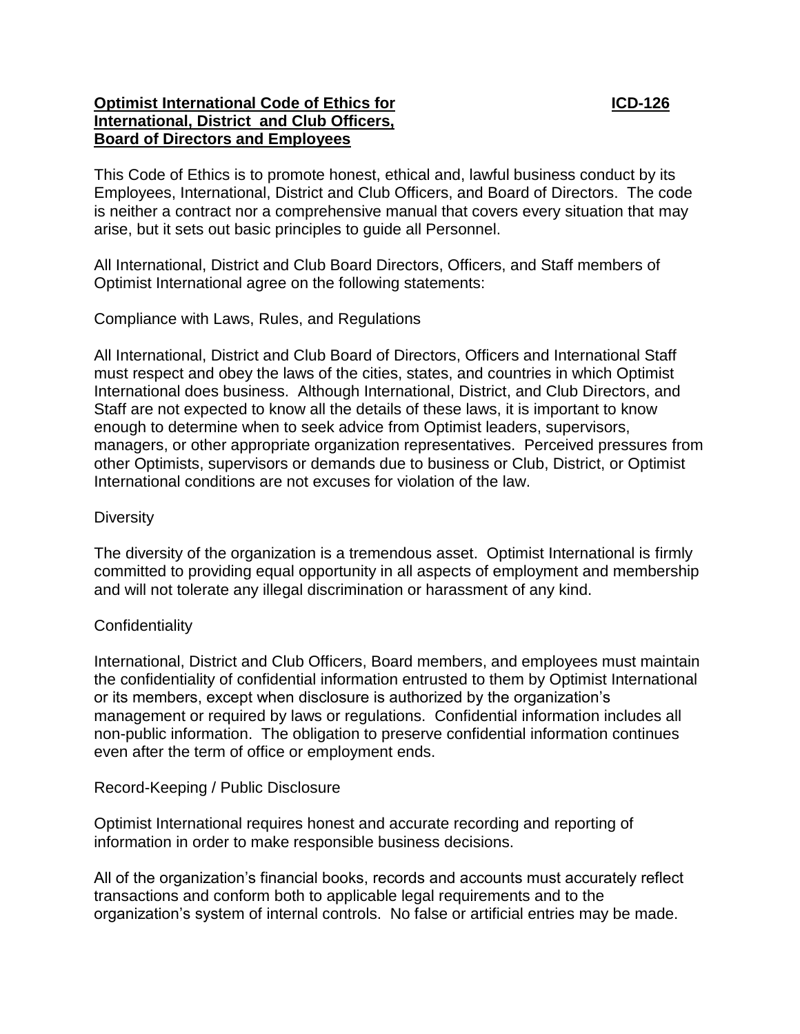**Optimist International Code of Ethics for International, District and Club Officers, Board of Directors and Employees** **ICD-126**

This Code of Ethics is to promote honest, ethical and, lawful business conduct by its Employees, International, District and Club Officers, and Board of Directors. The code is neither a contract nor a comprehensive manual that covers every situation that may arise, but it sets out basic principles to guide all Personnel.

All International, District and Club Board Directors, Officers, and Staff members of Optimist International agree on the following statements:

Compliance with Laws, Rules, and Regulations

All International, District and Club Board of Directors, Officers and International Staff must respect and obey the laws of the cities, states, and countries in which Optimist International does business. Although International, District, and Club Directors, and Staff are not expected to know all the details of these laws, it is important to know enough to determine when to seek advice from Optimist leaders, supervisors, managers, or other appropriate organization representatives. Perceived pressures from other Optimists, supervisors or demands due to business or Club, District, or Optimist International conditions are not excuses for violation of the law.

Diversity

The diversity of the organization is a tremendous asset. Optimist International is firmly committed to providing equal opportunity in all aspects of employment and membership and will not tolerate any illegal discrimination or harassment of any kind.

Confidentiality

International, District and Club Officers, Board members, and employees must maintain the confidentiality of confidential information entrusted to them by Optimist International or its members, except when disclosure is authorized by the organization's management or required by laws or regulations. Confidential information includes all non-public information. The obligation to preserve confidential information continues even after the term of office or employment ends.

Record-Keeping / Public Disclosure

Optimist International requires honest and accurate recording and reporting of information in order to make responsible business decisions.

All of the organization's financial books, records and accounts must accurately reflect transactions and conform both to applicable legal requirements and to the organization's system of internal controls. No false or artificial entries may be made.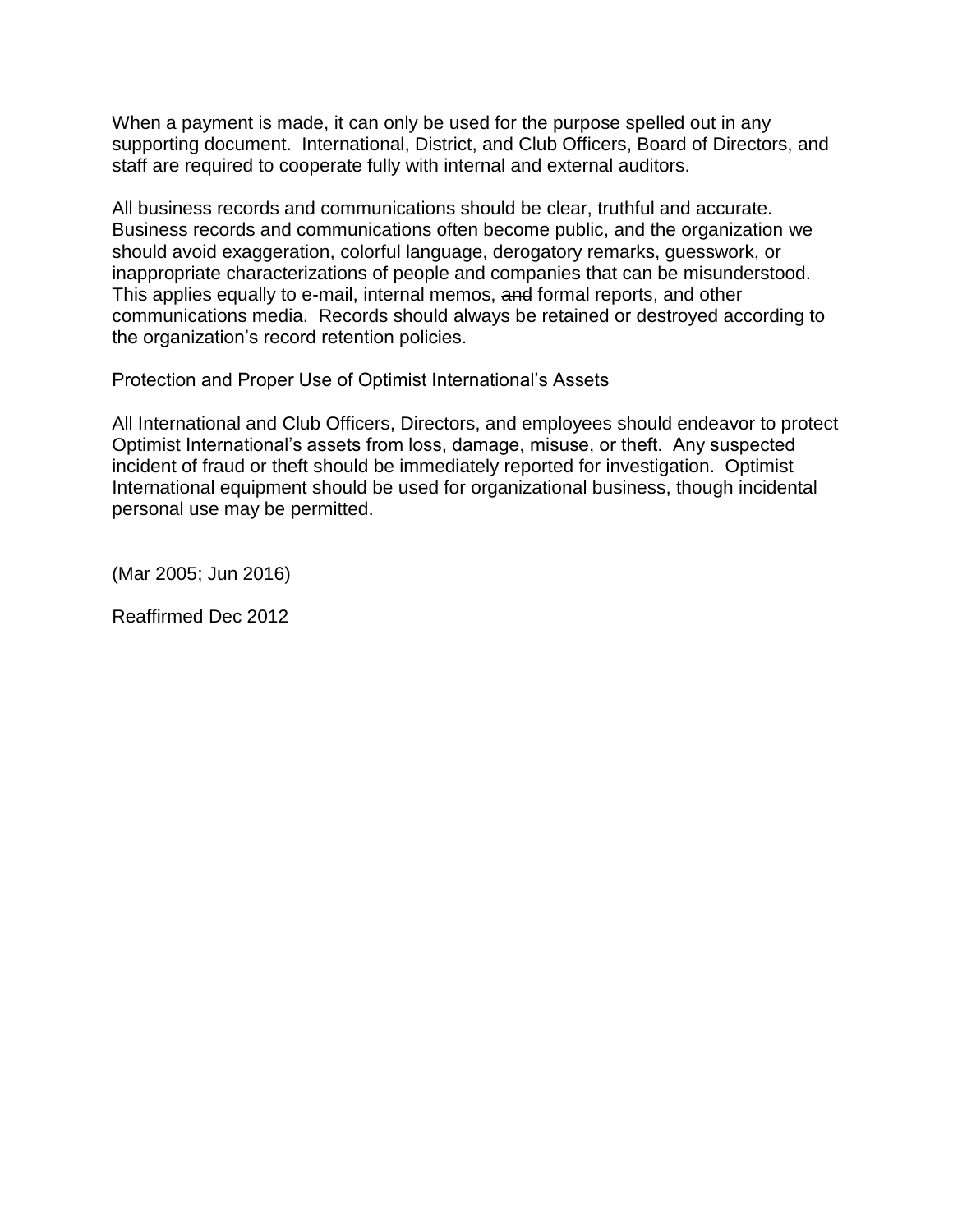When a payment is made, it can only be used for the purpose spelled out in any supporting document. International, District, and Club Officers, Board of Directors, and staff are required to cooperate fully with internal and external auditors.

All business records and communications should be clear, truthful and accurate. Business records and communications often become public, and the organization ~~we~~ should avoid exaggeration, colorful language, derogatory remarks, guesswork, or inappropriate characterizations of people and companies that can be misunderstood. This applies equally to e-mail, internal memos, ~~and~~ formal reports, and other communications media. Records should always be retained or destroyed according to the organization's record retention policies.

Protection and Proper Use of Optimist International's Assets

All International and Club Officers, Directors, and employees should endeavor to protect Optimist International's assets from loss, damage, misuse, or theft. Any suspected incident of fraud or theft should be immediately reported for investigation. Optimist International equipment should be used for organizational business, though incidental personal use may be permitted.

(Mar 2005; Jun 2016)

Reaffirmed Dec 2012